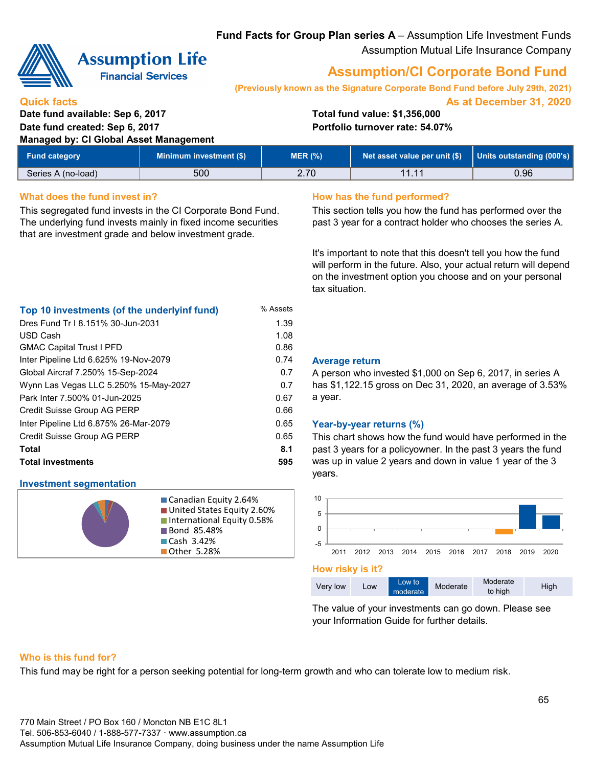**Fund Facts for Group Plan series A** – Assumption Life Investment Funds

Assumption Mutual Life Insurance Company

# Assumption/CI Corporate Bond Fund

**(Previously known as the Signature Corporate Bond Fund before July 29th, 2021)**

## Quick facts

**As at December 31, 2020**

**Date fund available: Sep 6, 2017**
**Date fund created: Sep 6, 2017**
**Managed by: CI Global Asset Management**

**Total fund value: $1,356,000**
**Portfolio turnover rate: 54.07%**

| Fund category | Minimum investment ($) | MER (%) | Net asset value per unit ($) | Units outstanding (000's) |
|---|---|---|---|---|
| Series A (no-load) | 500 | 2.70 | 11.11 | 0.96 |

## What does the fund invest in?

This segregated fund invests in the CI Corporate Bond Fund. The underlying fund invests mainly in fixed income securities that are investment grade and below investment grade.

### Top 10 investments (of the underlyinf fund)

| | % Assets |
|---|---|
| Dres Fund Tr I 8.151% 30-Jun-2031 | 1.39 |
| USD Cash | 1.08 |
| GMAC Capital Trust I PFD | 0.86 |
| Inter Pipeline Ltd 6.625% 19-Nov-2079 | 0.74 |
| Global Aircraf 7.250% 15-Sep-2024 | 0.7 |
| Wynn Las Vegas LLC 5.250% 15-May-2027 | 0.7 |
| Park Inter 7.500% 01-Jun-2025 | 0.67 |
| Credit Suisse Group AG PERP | 0.66 |
| Inter Pipeline Ltd 6.875% 26-Mar-2079 | 0.65 |
| Credit Suisse Group AG PERP | 0.65 |
| **Total** | **8.1** |
| **Total investments** | **595** |

### Investment segmentation

- Canadian Equity 2.64%
- United States Equity 2.60%
- International Equity 0.58%
- Bond 85.48%
- Cash 3.42%
- Other 5.28%

## How has the fund performed?

This section tells you how the fund has performed over the past 3 year for a contract holder who chooses the series A.

It's important to note that this doesn't tell you how the fund will perform in the future. Also, your actual return will depend on the investment option you choose and on your personal tax situation.

### Average return

A person who invested $1,000 on Sep 6, 2017, in series A has $1,122.15 gross on Dec 31, 2020, an average of 3.53% a year.

### Year-by-year returns (%)

This chart shows how the fund would have performed in the past 3 years for a policyowner. In the past 3 years the fund was up in value 2 years and down in value 1 year of the 3 years.

## How risky is it?

| Very low | Low | **Low to moderate** | Moderate | Moderate to high | High |
|---|---|---|---|---|---|

The value of your investments can go down. Please see your Information Guide for further details.

## Who is this fund for?

This fund may be right for a person seeking potential for long-term growth and who can tolerate low to medium risk.

770 Main Street / PO Box 160 / Moncton NB E1C 8L1
Tel. 506-853-6040 / 1-888-577-7337 · www.assumption.ca
Assumption Mutual Life Insurance Company, doing business under the name Assumption Life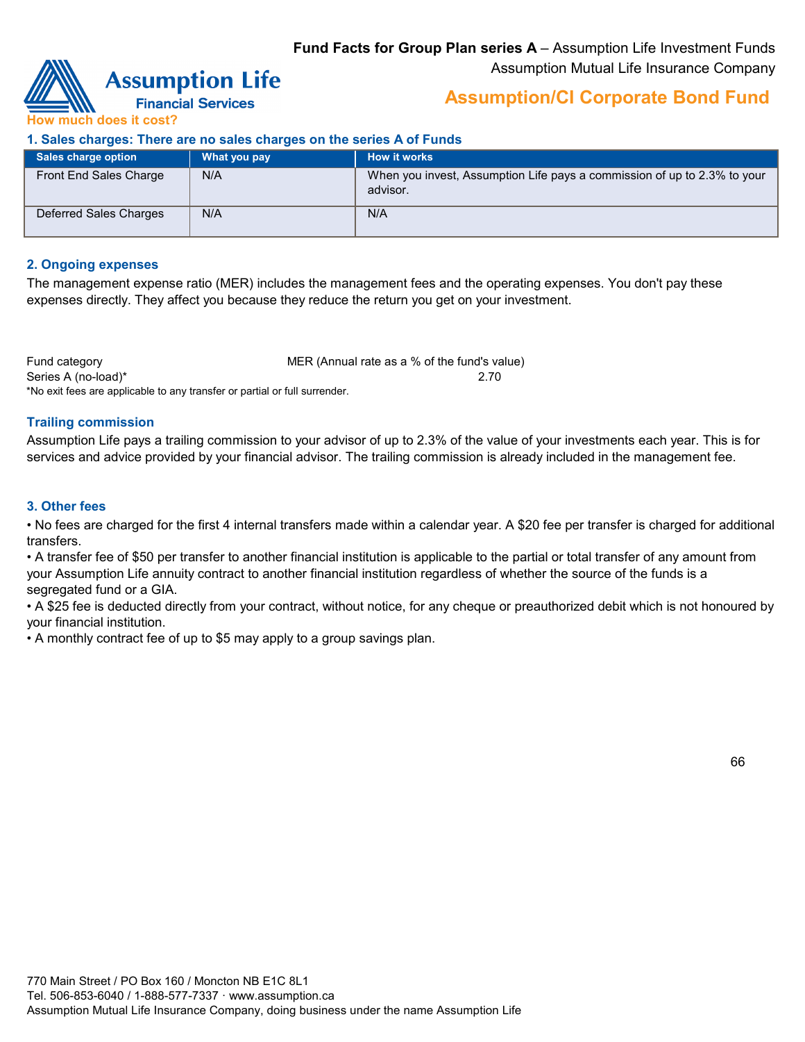## How much does it cost?

### 1. Sales charges: There are no sales charges on the series A of Funds

| Sales charge option | What you pay | How it works |
|---|---|---|
| Front End Sales Charge | N/A | When you invest, Assumption Life pays a commission of up to 2.3% to your advisor. |
| Deferred Sales Charges | N/A | N/A |

### 2. Ongoing expenses

The management expense ratio (MER) includes the management fees and the operating expenses. You don't pay these expenses directly. They affect you because they reduce the return you get on your investment.

| Fund category | MER (Annual rate as a % of the fund's value) |
|---|---|
| Series A (no-load)* | 2.70 |

*No exit fees are applicable to any transfer or partial or full surrender.

### Trailing commission

Assumption Life pays a trailing commission to your advisor of up to 2.3% of the value of your investments each year. This is for services and advice provided by your financial advisor. The trailing commission is already included in the management fee.

### 3. Other fees

- No fees are charged for the first 4 internal transfers made within a calendar year. A $20 fee per transfer is charged for additional transfers.
- A transfer fee of $50 per transfer to another financial institution is applicable to the partial or total transfer of any amount from your Assumption Life annuity contract to another financial institution regardless of whether the source of the funds is a segregated fund or a GIA.
- A $25 fee is deducted directly from your contract, without notice, for any cheque or preauthorized debit which is not honoured by your financial institution.
- A monthly contract fee of up to $5 may apply to a group savings plan.